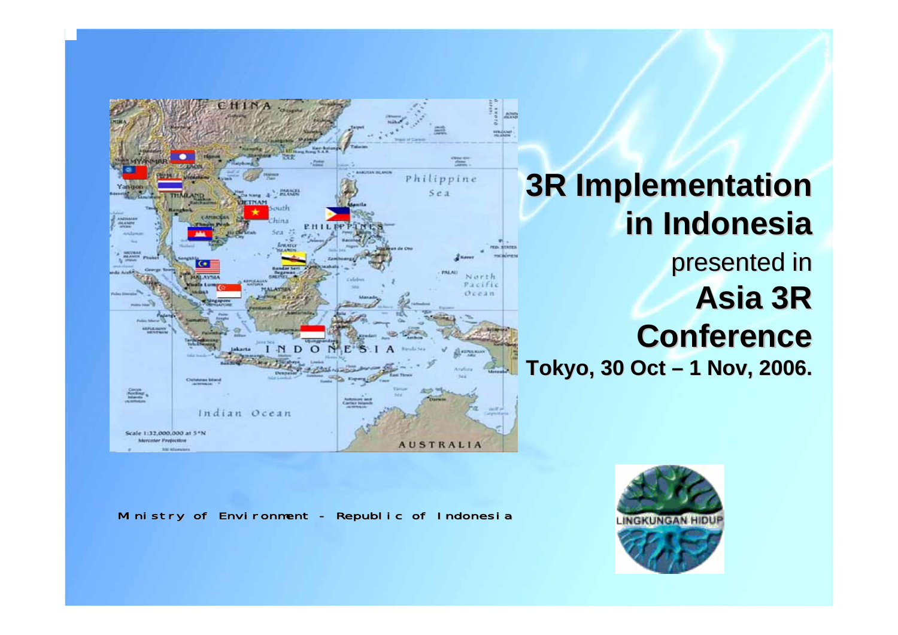# 3R Implementation in Indonesia

presented in

## Asia 3R Conference

**Tokyo, 30 Oct – 1 Nov, 2006.**

Ministry of Environment - Republic of Indonesia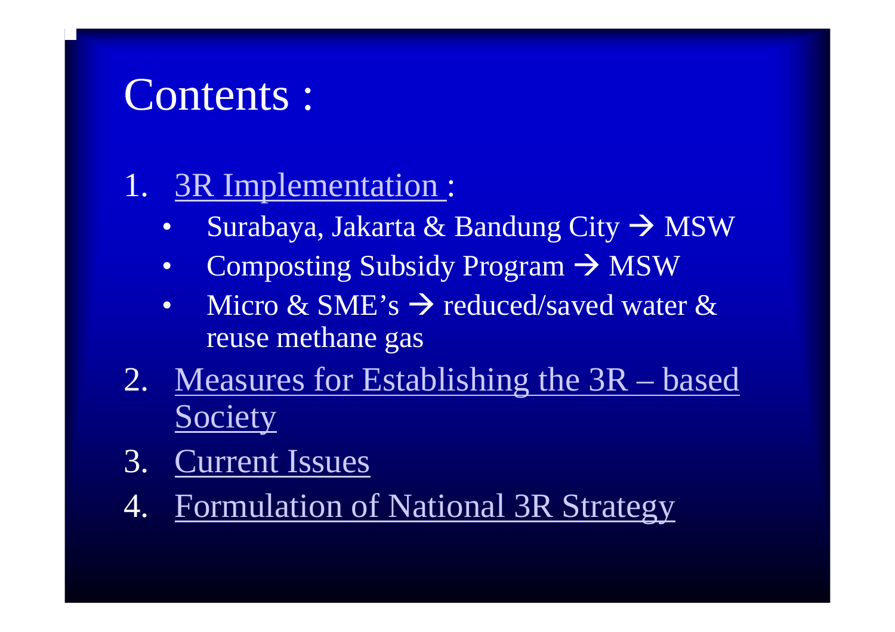# Contents :

1. 3R Implementation :
   - Surabaya, Jakarta & Bandung City → MSW
   - Composting Subsidy Program → MSW
   - Micro & SME's → reduced/saved water & reuse methane gas
2. Measures for Establishing the 3R – based Society
3. Current Issues
4. Formulation of National 3R Strategy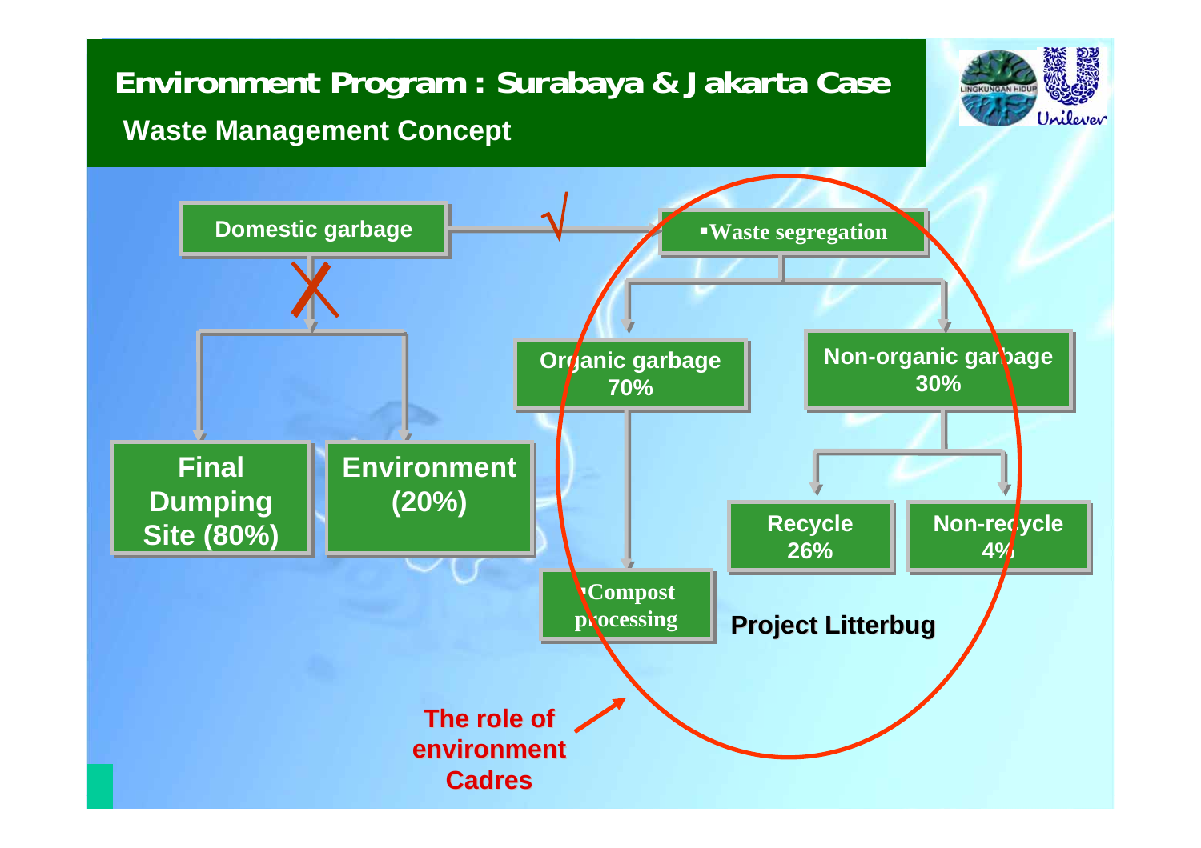# Environment Program : Surabaya & Jakarta Case

## Waste Management Concept

Domestic garbage

√

▪Waste segregation

Organic garbage 70%

Non-organic garbage 30%

Final Dumping Site (80%)

Environment (20%)

Recycle 26%

Non-recycle 4%

▪Compost processing

**Project Litterbug**

**The role of environment Cadres**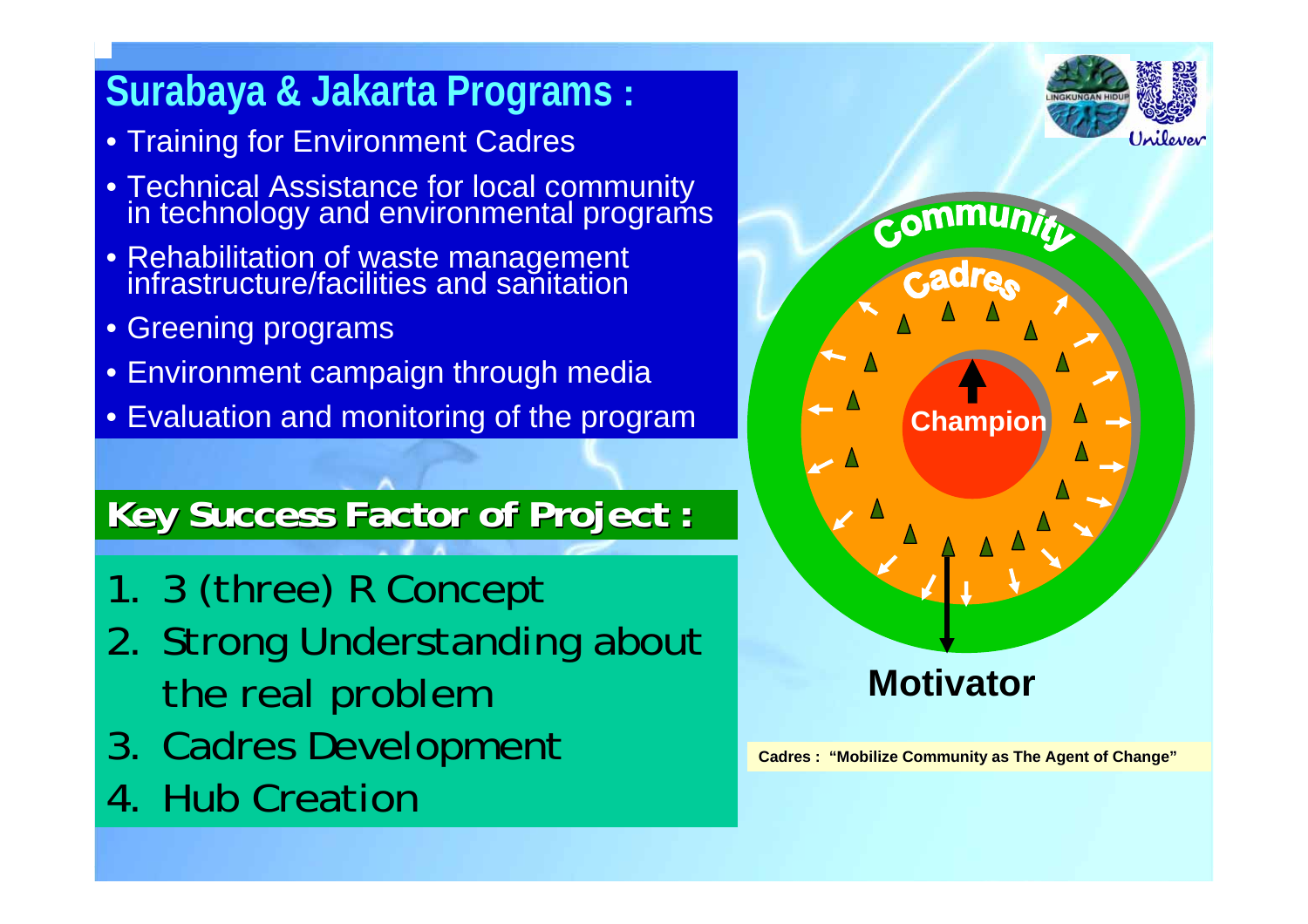## Surabaya & Jakarta Programs :

- Training for Environment Cadres
- Technical Assistance for local community in technology and environmental programs
- Rehabilitation of waste management infrastructure/facilities and sanitation
- Greening programs
- Environment campaign through media
- Evaluation and monitoring of the program

## Key Success Factor of Project :

1. 3 (three) R Concept
2. Strong Understanding about the real problem
3. Cadres Development
4. Hub Creation

Community

Cadres

Champion

Motivator

**Cadres : "Mobilize Community as The Agent of Change"**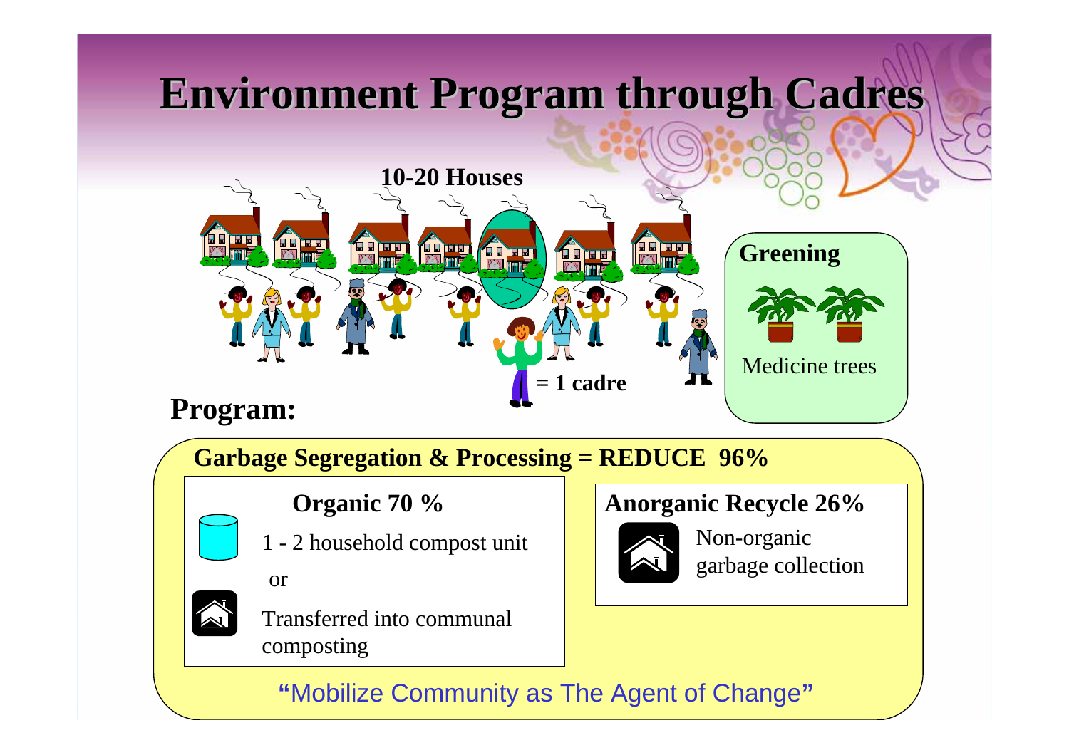# Environment Program through Cadres

**10-20 Houses**

**= 1 cadre**

**Greening**

Medicine trees

**Program:**

**Garbage Segregation & Processing = REDUCE 96%**

**Organic 70 %**

1 - 2 household compost unit

or

Transferred into communal composting

**Anorganic Recycle 26%**

Non-organic garbage collection

"Mobilize Community as The Agent of Change"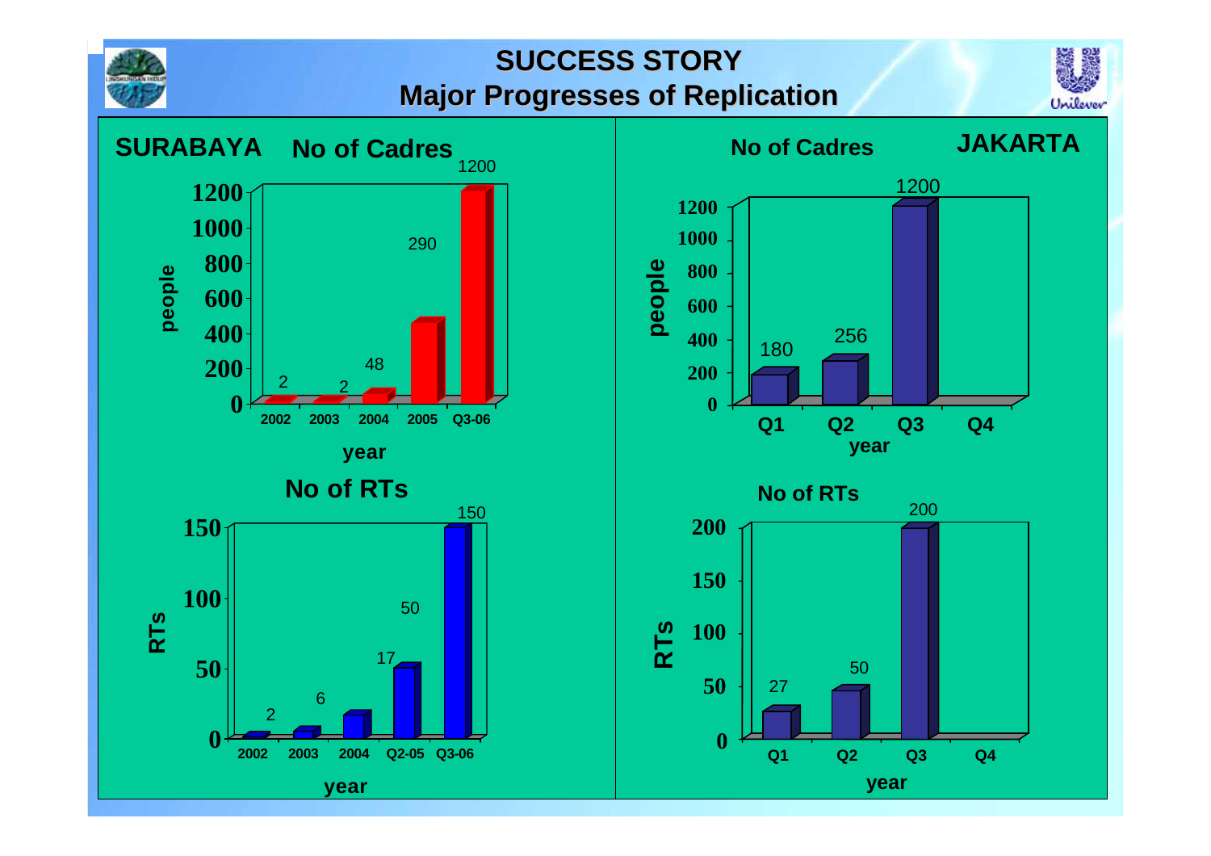# SUCCESS STORY

## Major Progresses of Replication

### SURABAYA

**No of Cadres**

| year | people |
|---|---|
| 2002 | 2 |
| 2003 | 2 |
| 2004 | 48 |
| 2005 | 290 |
| Q3-06 | 1200 |

**No of RTs**

| year | RTs |
|---|---|
| 2002 | 2 |
| 2003 | 6 |
| 2004 | 17 |
| Q2-05 | 50 |
| Q3-06 | 150 |

### JAKARTA

**No of Cadres**

| year | people |
|---|---|
| Q1 | 180 |
| Q2 | 256 |
| Q3 | 1200 |
| Q4 | |

**No of RTs**

| year | RTs |
|---|---|
| Q1 | 27 |
| Q2 | 50 |
| Q3 | 200 |
| Q4 | |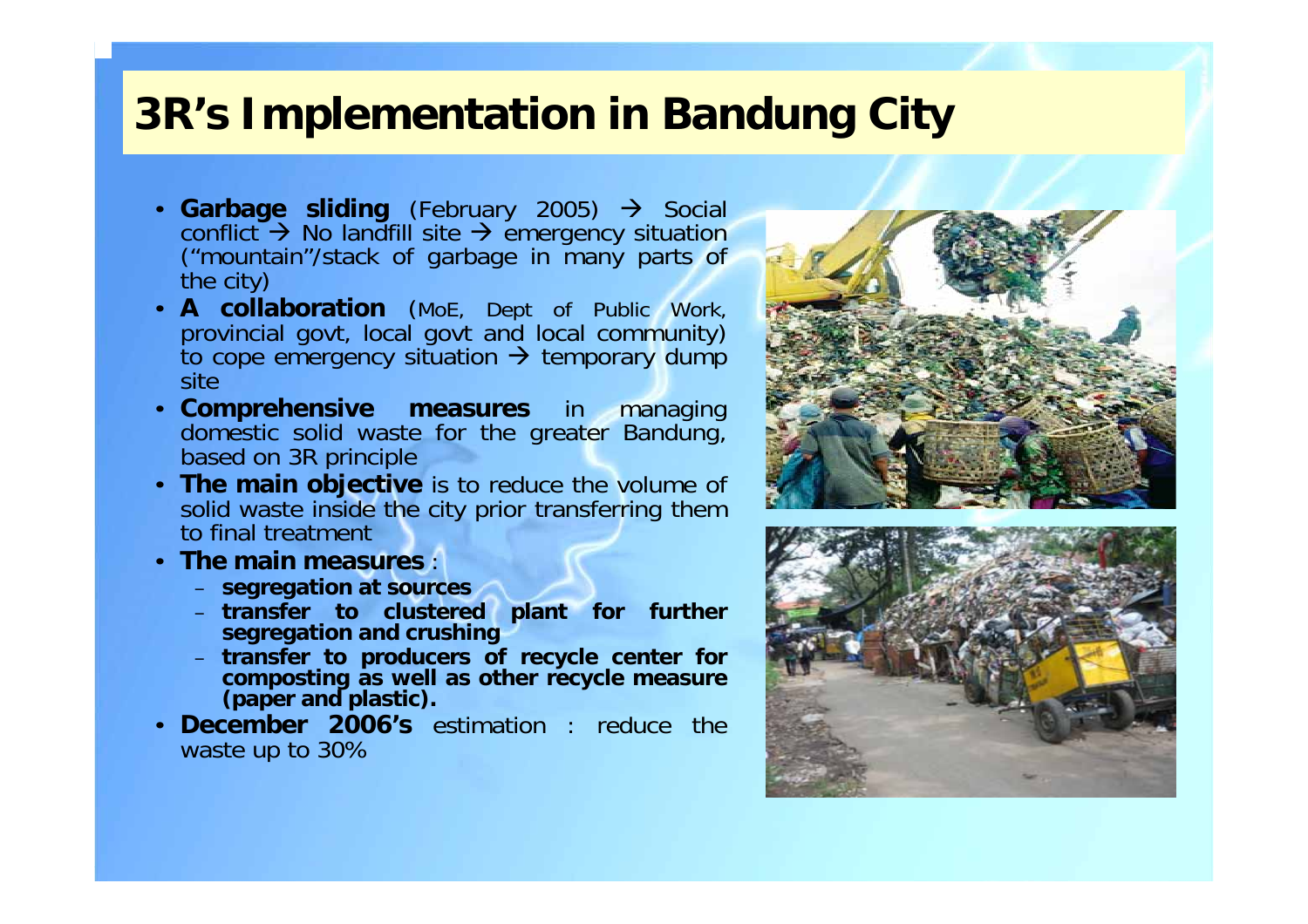# 3R's Implementation in Bandung City

- **Garbage sliding** (February 2005) → Social conflict → No landfill site → emergency situation ("mountain"/stack of garbage in many parts of the city)
- **A collaboration** (MoE, Dept of Public Work, provincial govt, local govt and local community) to cope emergency situation → temporary dump site
- **Comprehensive measures** in managing domestic solid waste for the greater Bandung, based on 3R principle
- **The main objective** is to reduce the volume of solid waste inside the city prior transferring them to final treatment
- **The main measures** :
  - **segregation at sources**
  - **transfer to clustered plant for further segregation and crushing**
  - **transfer to producers of recycle center for composting as well as other recycle measure (paper and plastic).**
- **December 2006's** estimation : reduce the waste up to 30%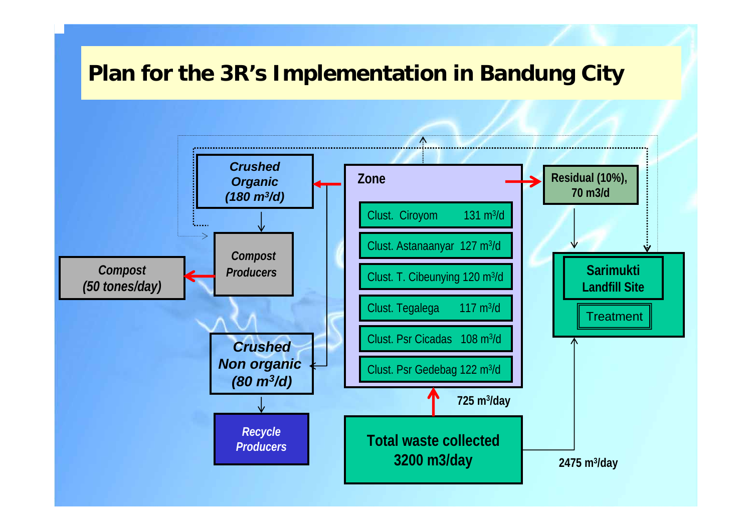# Plan for the 3R's Implementation in Bandung City

***Crushed Organic (180 $m^3$/d)***

*Compost Producers*

*Compost (50 tones/day)*

***Crushed Non organic (80 $m^3$/d)***

*Recycle Producers*

**Zone**

- Clust. Ciroyom 131 $m^3$/d
- Clust. Astanaanyar 127 $m^3$/d
- Clust. T. Cibeunying 120 $m^3$/d
- Clust. Tegalega 117 $m^3$/d
- Clust. Psr Cicadas 108 $m^3$/d
- Clust. Psr Gedebag 122 $m^3$/d

**725 $m^3$/day**

**Total waste collected 3200 m3/day**

**2475 $m^3$/day**

**Residual (10%), 70 m3/d**

**Sarimukti Landfill Site**

Treatment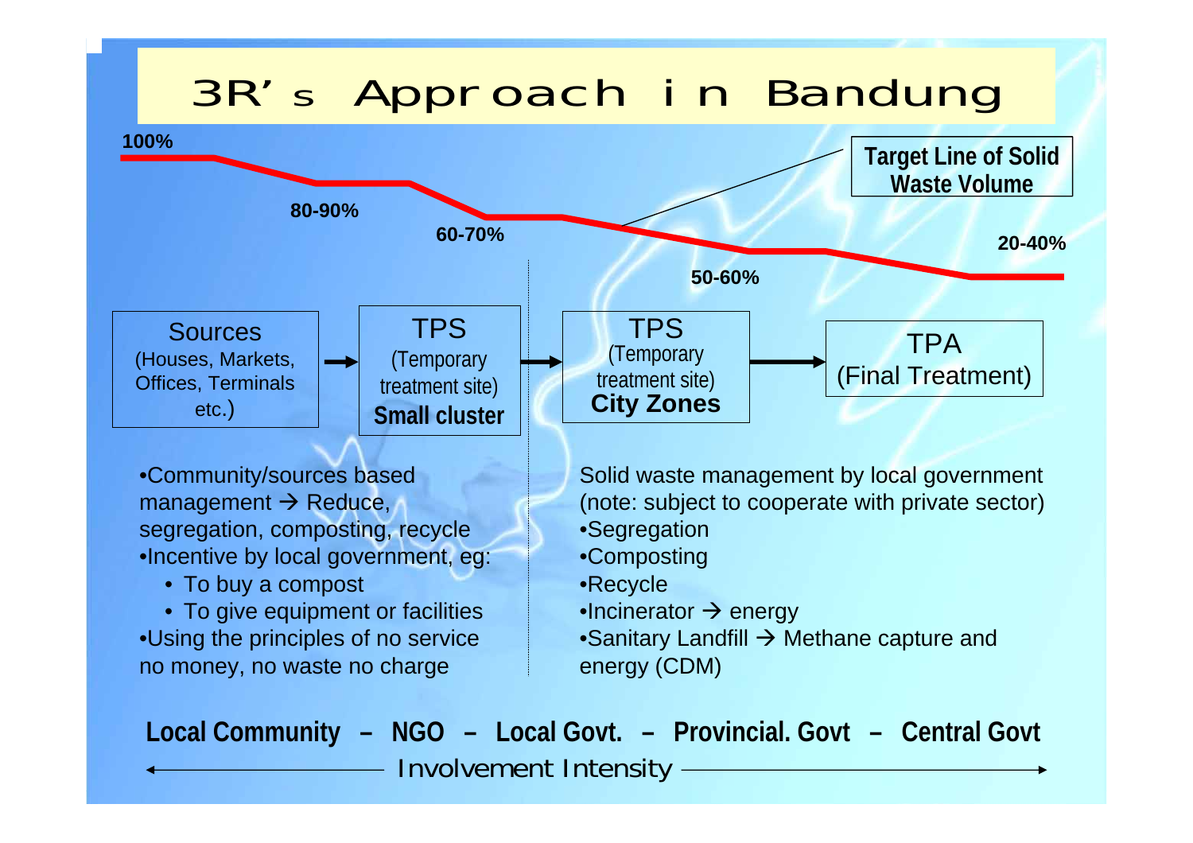# 3R's Approach in Bandung

**100%**

**80-90%**

**60-70%**

**50-60%**

**20-40%**

**Target Line of Solid Waste Volume**

Sources (Houses, Markets, Offices, Terminals etc.) → TPS (Temporary treatment site) **Small cluster** → TPS (Temporary treatment site) **City Zones** → TPA (Final Treatment)

- Community/sources based management → Reduce, segregation, composting, recycle
- Incentive by local government, eg:
  - To buy a compost
  - To give equipment or facilities
- Using the principles of no service no money, no waste no charge

Solid waste management by local government (note: subject to cooperate with private sector)

- Segregation
- Composting
- Recycle
- Incinerator → energy
- Sanitary Landfill → Methane capture and energy (CDM)

**Local Community – NGO – Local Govt. – Provincial. Govt – Central Govt**

← Involvement Intensity →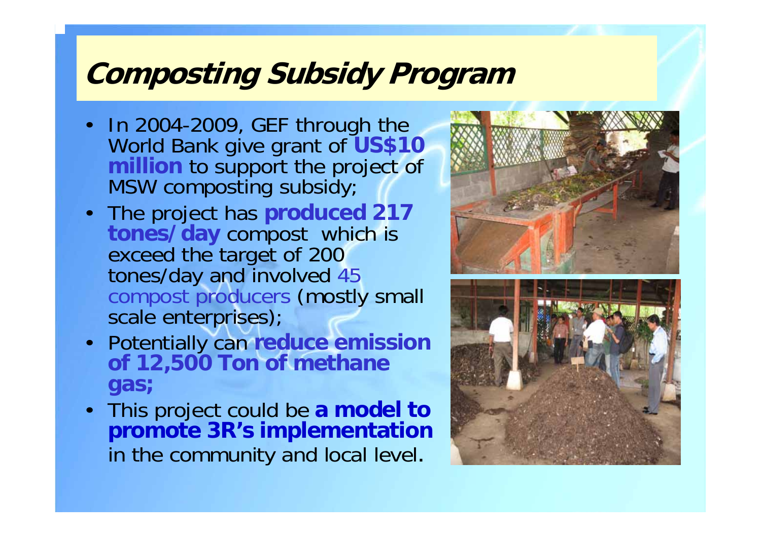# Composting Subsidy Program

- In 2004-2009, GEF through the World Bank give grant of **US$10 million** to support the project of MSW composting subsidy;
- The project has **produced 217 tones/day** compost which is exceed the target of 200 tones/day and involved 45 compost producers (mostly small scale enterprises);
- Potentially can **reduce emission of 12,500 Ton of methane gas;**
- This project could be **a model to promote 3R's implementation** in the community and local level.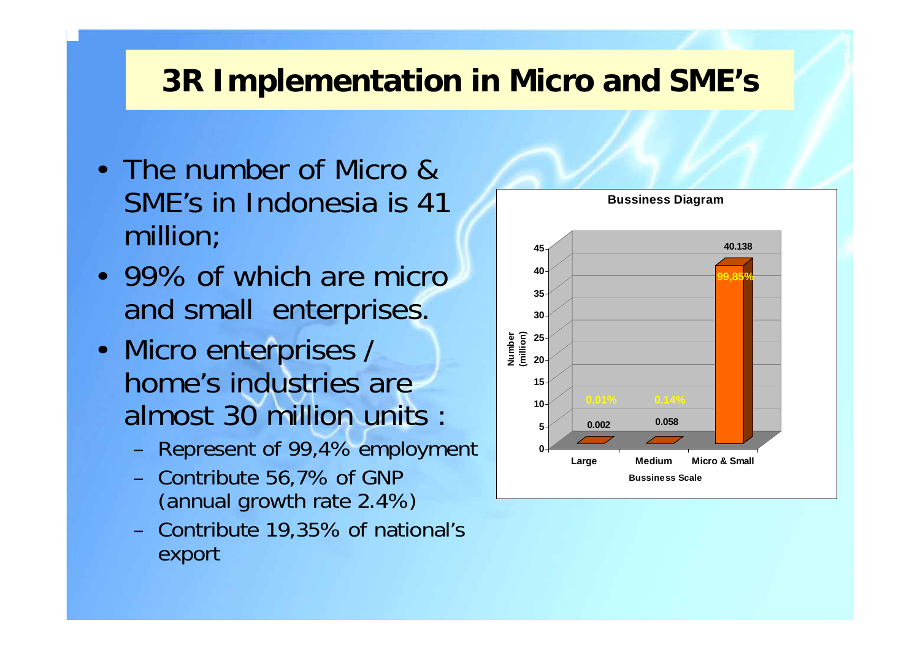# 3R Implementation in Micro and SME's

- The number of Micro & SME's in Indonesia is 41 million;
- 99% of which are micro and small enterprises.
- Micro enterprises / home's industries are almost 30 million units :
  - Represent of 99,4% employment
  - Contribute 56,7% of GNP (annual growth rate 2.4%)
  - Contribute 19,35% of national's export

**Bussiness Diagram**

| Bussiness Scale | Number (million) | Share |
|---|---|---|
| Large | 0.002 | 0,01% |
| Medium | 0.058 | 0,14% |
| Micro & Small | 40.138 | 99,85% |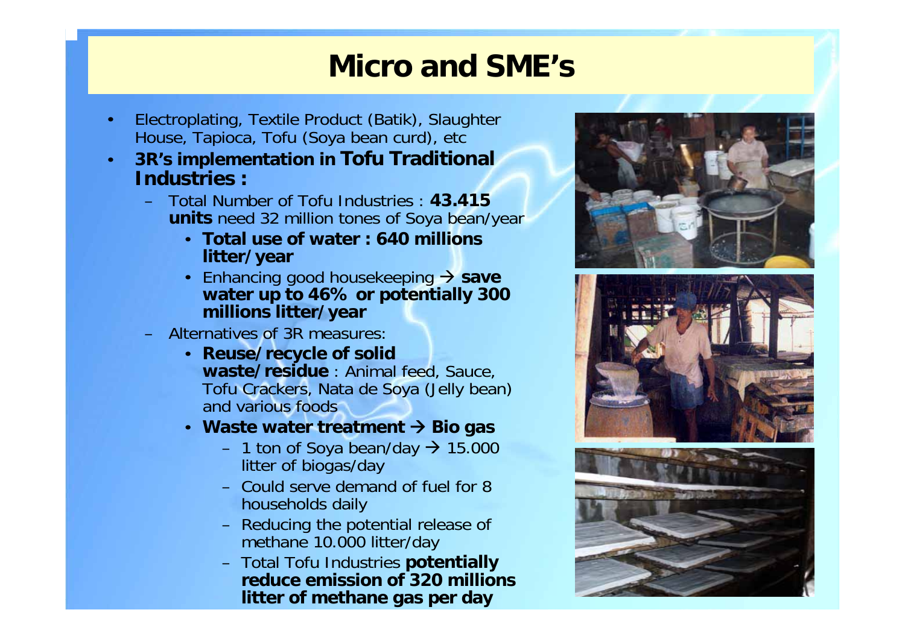# Micro and SME's

- Electroplating, Textile Product (Batik), Slaughter House, Tapioca, Tofu (Soya bean curd), etc
- **3R's implementation in Tofu Traditional Industries :**
  - Total Number of Tofu Industries : **43.415 units** need 32 million tones of Soya bean/year
    - **Total use of water : 640 millions litter/year**
    - Enhancing good housekeeping → **save water up to 46% or potentially 300 millions litter/year**
  - Alternatives of 3R measures:
    - **Reuse/recycle of solid waste/residue** : Animal feed, Sauce, Tofu Crackers, Nata de Soya (Jelly bean) and various foods
    - **Waste water treatment → Bio gas**
      - 1 ton of Soya bean/day → 15.000 litter of biogas/day
      - Could serve demand of fuel for 8 households daily
      - Reducing the potential release of methane 10.000 litter/day
      - Total Tofu Industries **potentially reduce emission of 320 millions litter of methane gas per day**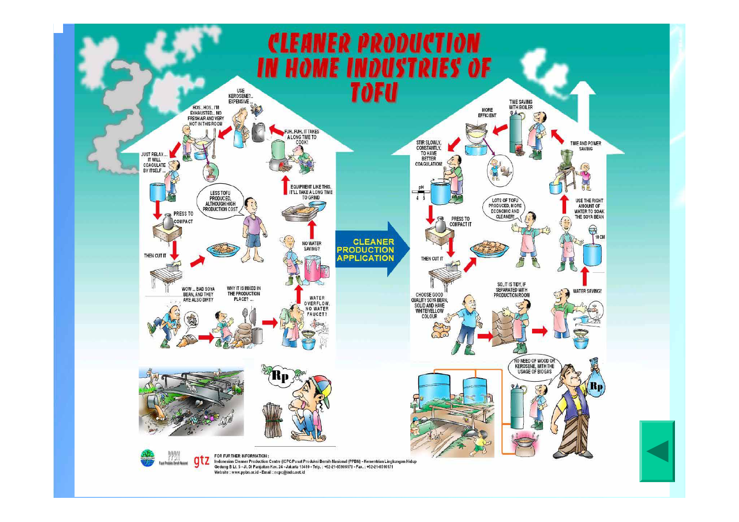# CLEANER PRODUCTION IN HOME INDUSTRIES OF TOFU

USE KEROSENE?.. EXPENSIVE...

HOS.. HOS.. I'M EXHAUSTED... NO FRESH AIR AND VERY HOT IN THIS ROOM

FUH.. FUH.. IT TAKES A LONG TIME TO COOK!

JUST RELAX... IT WILL COAGULATE BY ITSELF...

EQUIPMENT LIKE THIS, IT'LL TAKE A LONG TIME TO GRIND

LESS TOFU PRODUCED, ALTHOUGH HIGH PRODUCTION COST

PRESS TO COMPACT

NO WATER SAVING?

THEN CUT IT

WOW... BAD SOYA BEAN, AND THEY ARE ALSO DIRTY

WHY IT IS MIXED IN THE PRODUCTION PLACE? ...

WATER OVERFLOW, NO WATER FAUCET?

**CLEANER PRODUCTION APPLICATION**

MORE EFFICIENT

TIME SAVING WITH BOILER

STIR SLOWLY, CONSTANTLY, TO HAVE BETTER COAGULATION!

TIME AND POWER SAVING

pH 4 5

LOTS OF TOFU PRODUCED, MORE ECONOMIC AND CLEANER!

USE THE RIGHT AMOUNT OF WATER TO SOAK THE SOYA BEAN

PRESS TO COMPACT IT

10 CM

THEN CUT IT

SO.. IT IS TIDY, IF SEPARATED WITH PRODUCTION ROOM

WATER SAVING!

CHOOSE GOOD QUALITY SOYA BEAN, SOLID AND HAVE WHITE/YELLOW COLOUR

NO NEED OF WOOD OR KEROSENE, WITH THE USAGE OF BIOGAS

Rp

Rp

FOR FURTHER INFORMATION :
Indonesian Cleaner Production Centre (ICPC/Pusat Produksi Bersih Nasional (PPBN) - Kementrian Lingkungan Hidup
Gedung B Lt. 5 - Jl. Di Panjaitan Kav. 24 - Jakarta 13410 - Telp. : +62-21-85906170 - Fax. : +62-21-8516171
Website : www.ppbn.or.id - Email : ncpc@indo.net.id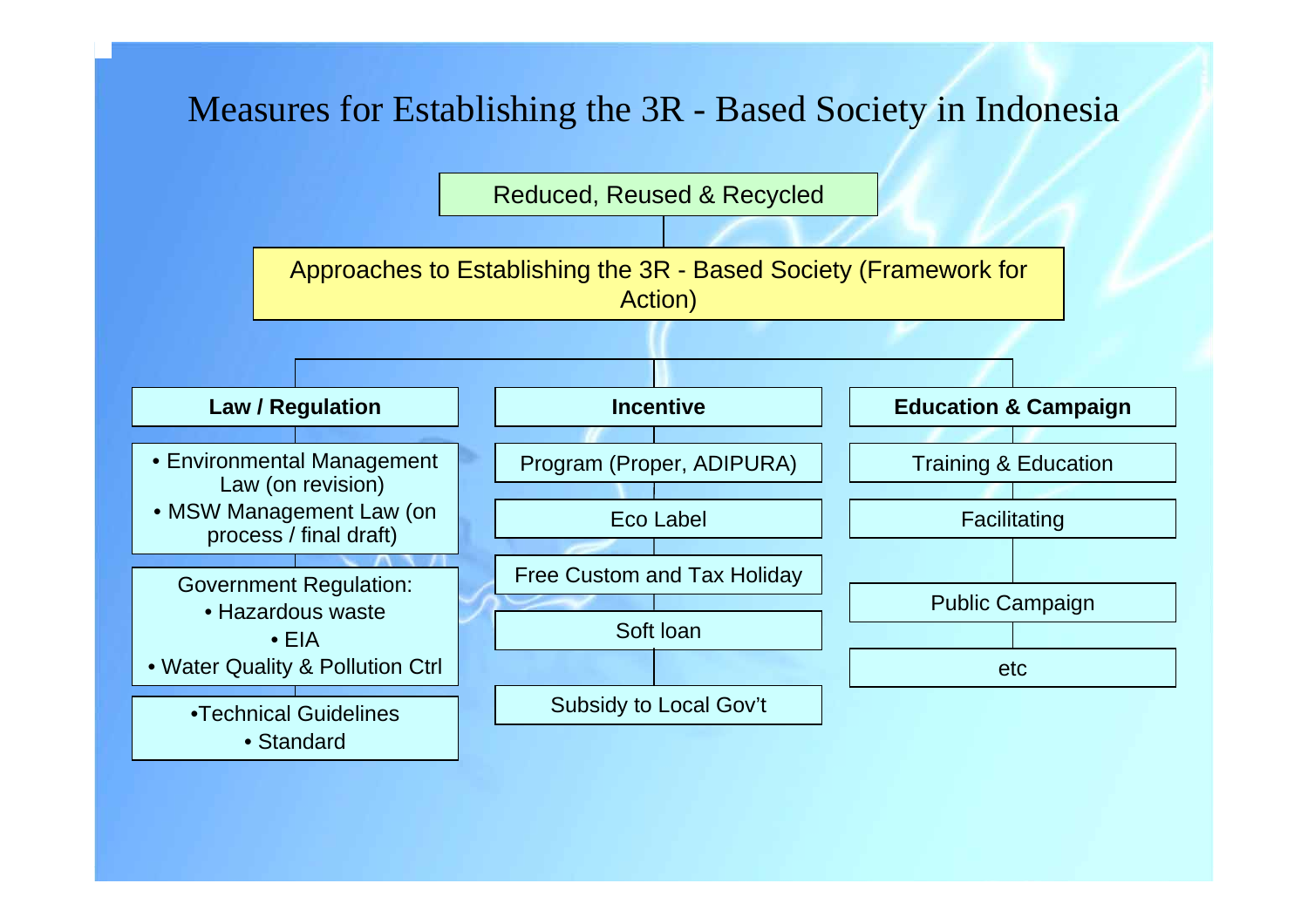# Measures for Establishing the 3R - Based Society in Indonesia

**Reduced, Reused & Recycled**

**Approaches to Establishing the 3R - Based Society (Framework for Action)**

### Law / Regulation

- Environmental Management Law (on revision)
- MSW Management Law (on process / final draft)

Government Regulation:
- Hazardous waste
- EIA
- Water Quality & Pollution Ctrl

- Technical Guidelines
- Standard

### Incentive

- Program (Proper, ADIPURA)
- Eco Label
- Free Custom and Tax Holiday
- Soft loan
- Subsidy to Local Gov't

### Education & Campaign

- Training & Education
- Facilitating
- Public Campaign
- etc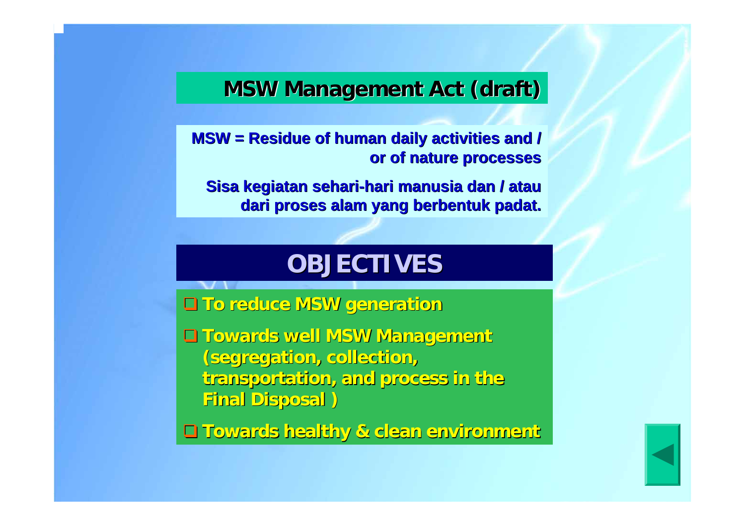## MSW Management Act (draft)

**MSW = Residue of human daily activities and / or of nature processes**

**Sisa kegiatan sehari-hari manusia dan / atau dari proses alam yang berbentuk padat.**

## OBJECTIVES

- **To reduce MSW generation**
- **Towards well MSW Management (segregation, collection, transportation, and process in the Final Disposal )**
- **Towards healthy & clean environment**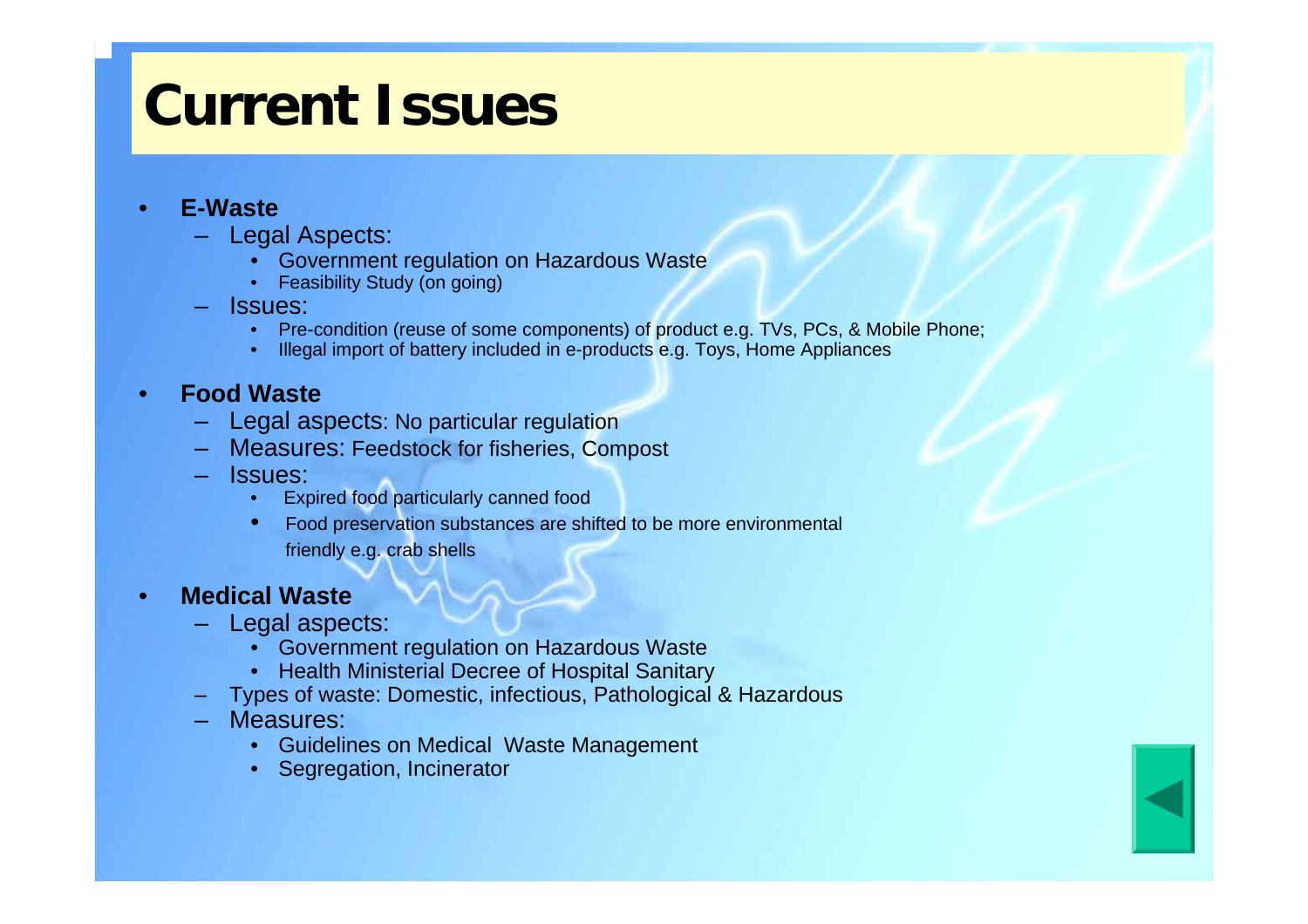# Current Issues

- **E-Waste**
  - Legal Aspects:
    - Government regulation on Hazardous Waste
    - Feasibility Study (on going)
  - Issues:
    - Pre-condition (reuse of some components) of product e.g. TVs, PCs, & Mobile Phone;
    - Illegal import of battery included in e-products e.g. Toys, Home Appliances

- **Food Waste**
  - Legal aspects: No particular regulation
  - Measures: Feedstock for fisheries, Compost
  - Issues:
    - Expired food particularly canned food
    - Food preservation substances are shifted to be more environmental friendly e.g. crab shells

- **Medical Waste**
  - Legal aspects:
    - Government regulation on Hazardous Waste
    - Health Ministerial Decree of Hospital Sanitary
  - Types of waste: Domestic, infectious, Pathological & Hazardous
  - Measures:
    - Guidelines on Medical Waste Management
    - Segregation, Incinerator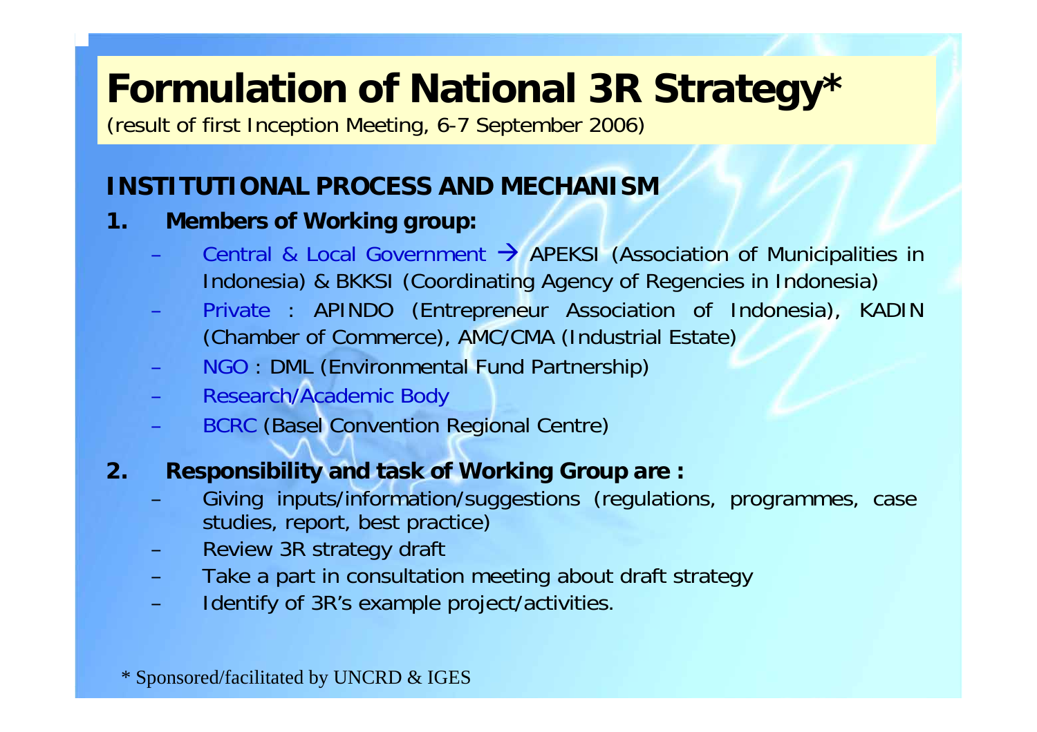# Formulation of National 3R Strategy*

(result of first Inception Meeting, 6-7 September 2006)

## INSTITUTIONAL PROCESS AND MECHANISM

1. **Members of Working group:**
   - Central & Local Government → APEKSI (Association of Municipalities in Indonesia) & BKKSI (Coordinating Agency of Regencies in Indonesia)
   - Private : APINDO (Entrepreneur Association of Indonesia), KADIN (Chamber of Commerce), AMC/CMA (Industrial Estate)
   - NGO : DML (Environmental Fund Partnership)
   - Research/Academic Body
   - BCRC (Basel Convention Regional Centre)

2. **Responsibility and task of Working Group are :**
   - Giving inputs/information/suggestions (regulations, programmes, case studies, report, best practice)
   - Review 3R strategy draft
   - Take a part in consultation meeting about draft strategy
   - Identify of 3R's example project/activities.

\* Sponsored/facilitated by UNCRD & IGES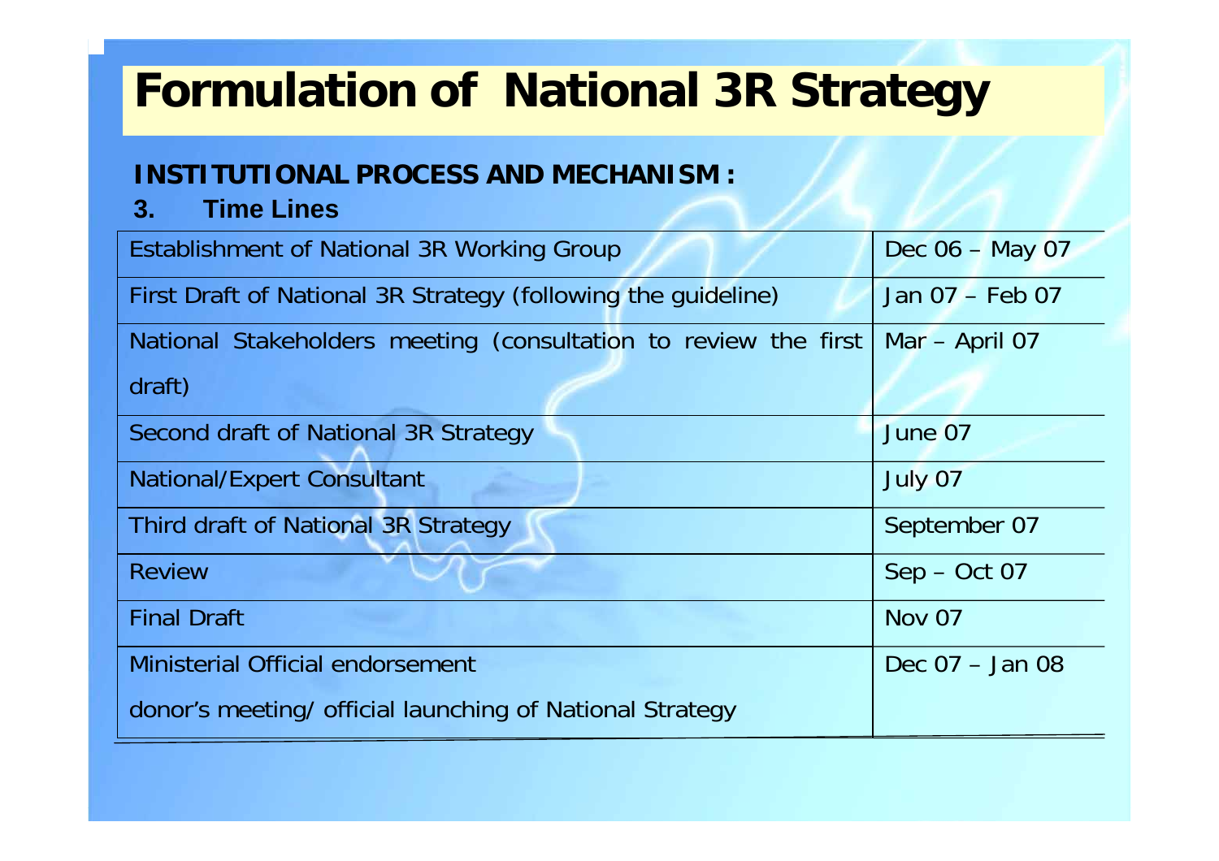# Formulation of National 3R Strategy

**INSTITUTIONAL PROCESS AND MECHANISM :**

**3. Time Lines**

| Activity | Time Line |
|---|---|
| Establishment of National 3R Working Group | Dec 06 – May 07 |
| First Draft of National 3R Strategy (following the guideline) | Jan 07 – Feb 07 |
| National Stakeholders meeting (consultation to review the first draft) | Mar – April 07 |
| Second draft of National 3R Strategy | June 07 |
| National/Expert Consultant | July 07 |
| Third draft of National 3R Strategy | September 07 |
| Review | Sep – Oct 07 |
| Final Draft | Nov 07 |
| Ministerial Official endorsement<br>donor's meeting/ official launching of National Strategy | Dec 07 – Jan 08 |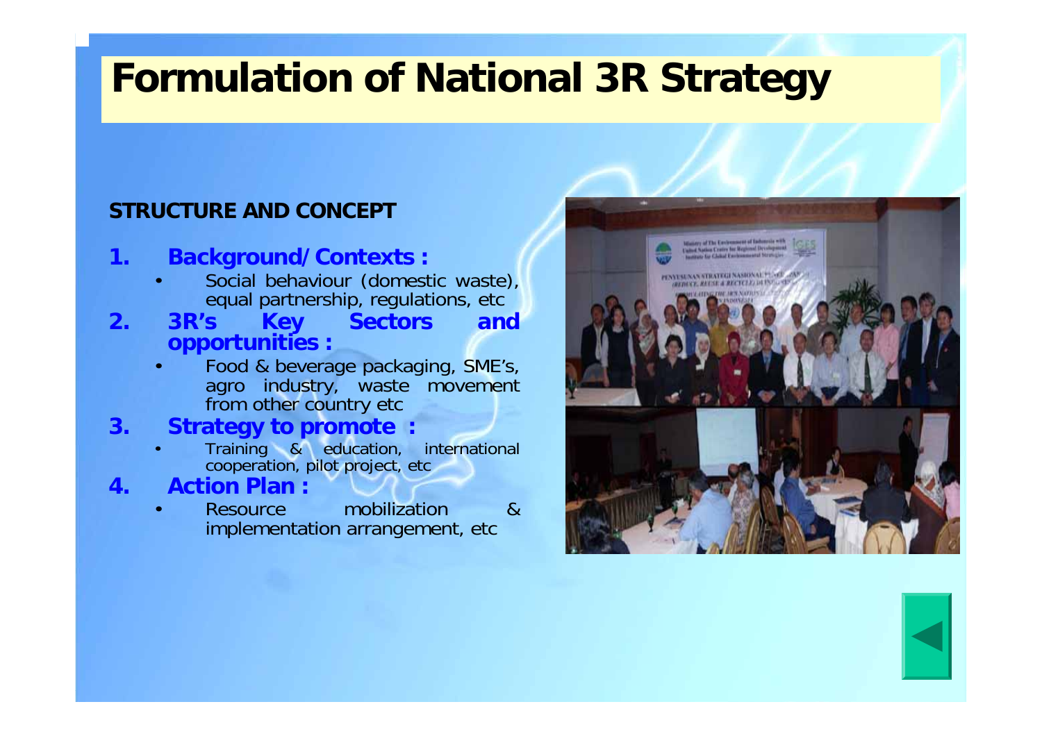# Formulation of National 3R Strategy

**STRUCTURE AND CONCEPT**

1. **Background/Contexts :**
   - Social behaviour (domestic waste), equal partnership, regulations, etc
2. **3R's Key Sectors and opportunities :**
   - Food & beverage packaging, SME's, agro industry, waste movement from other country etc
3. **Strategy to promote :**
   - Training & education, international cooperation, pilot project, etc
4. **Action Plan :**
   - Resource mobilization & implementation arrangement, etc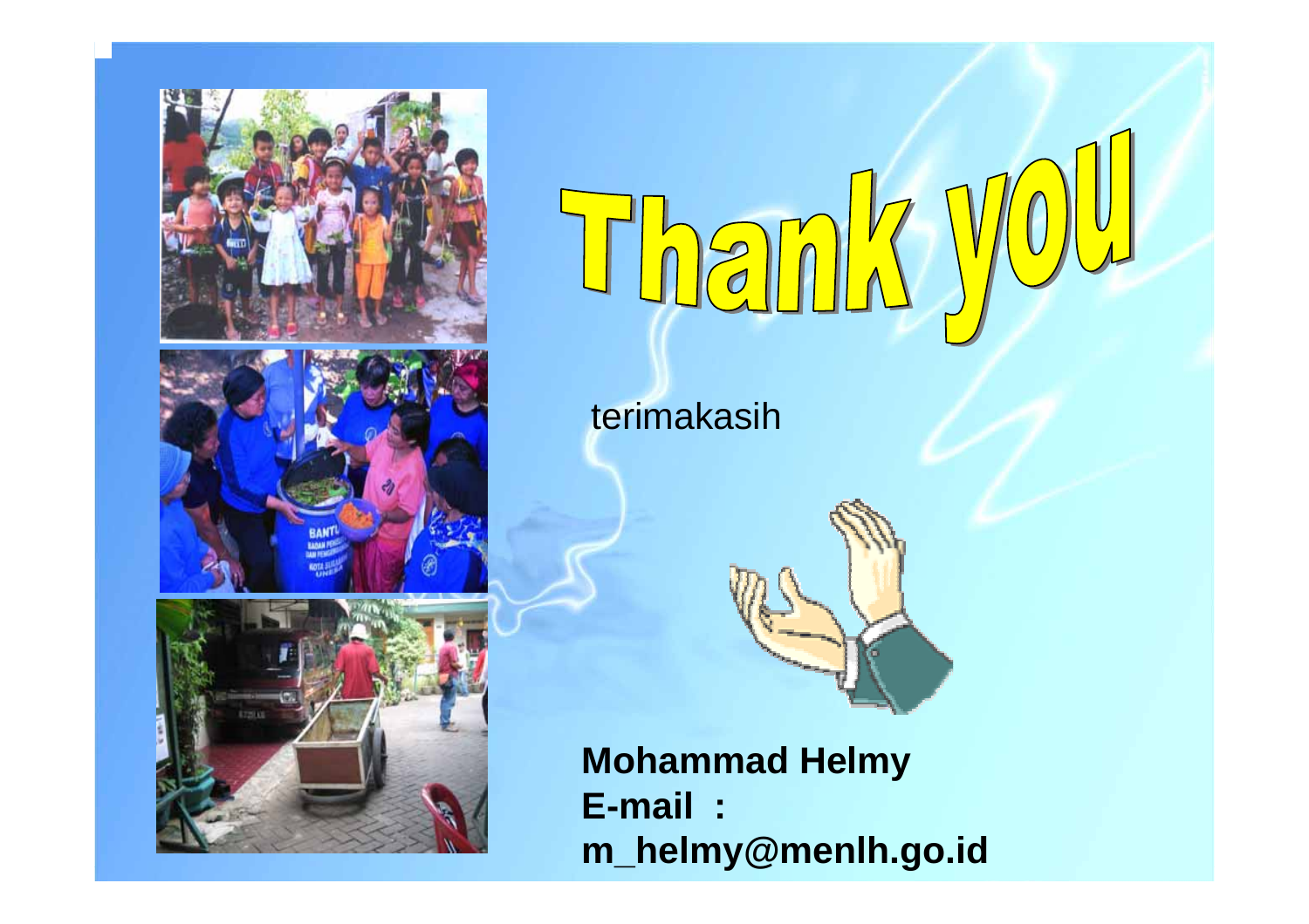# Thank you

terimakasih

**Mohammad Helmy**
**E-mail :**
**m_helmy@menlh.go.id**